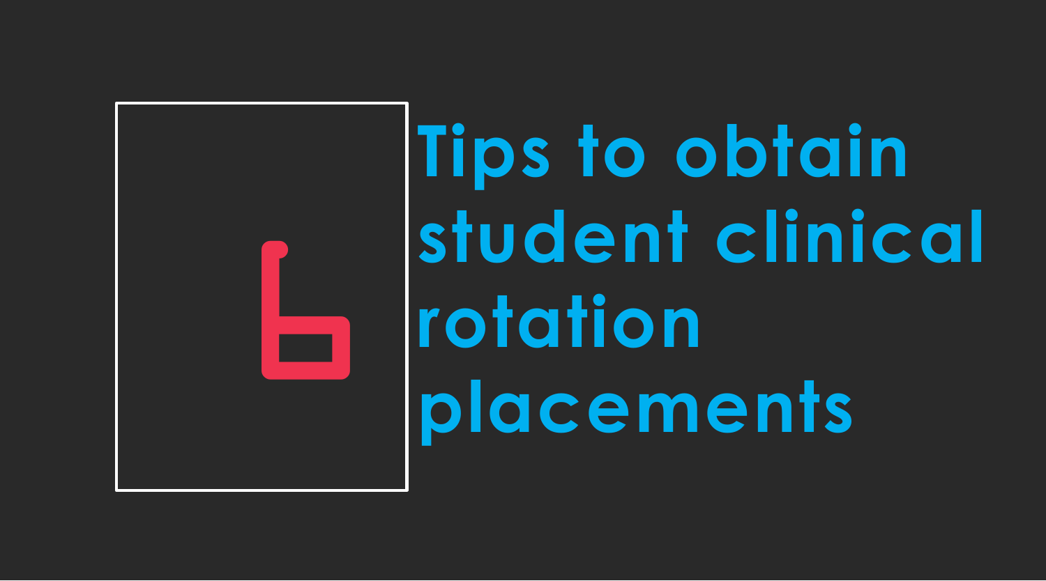# Tips to obtain student clinical rotation placements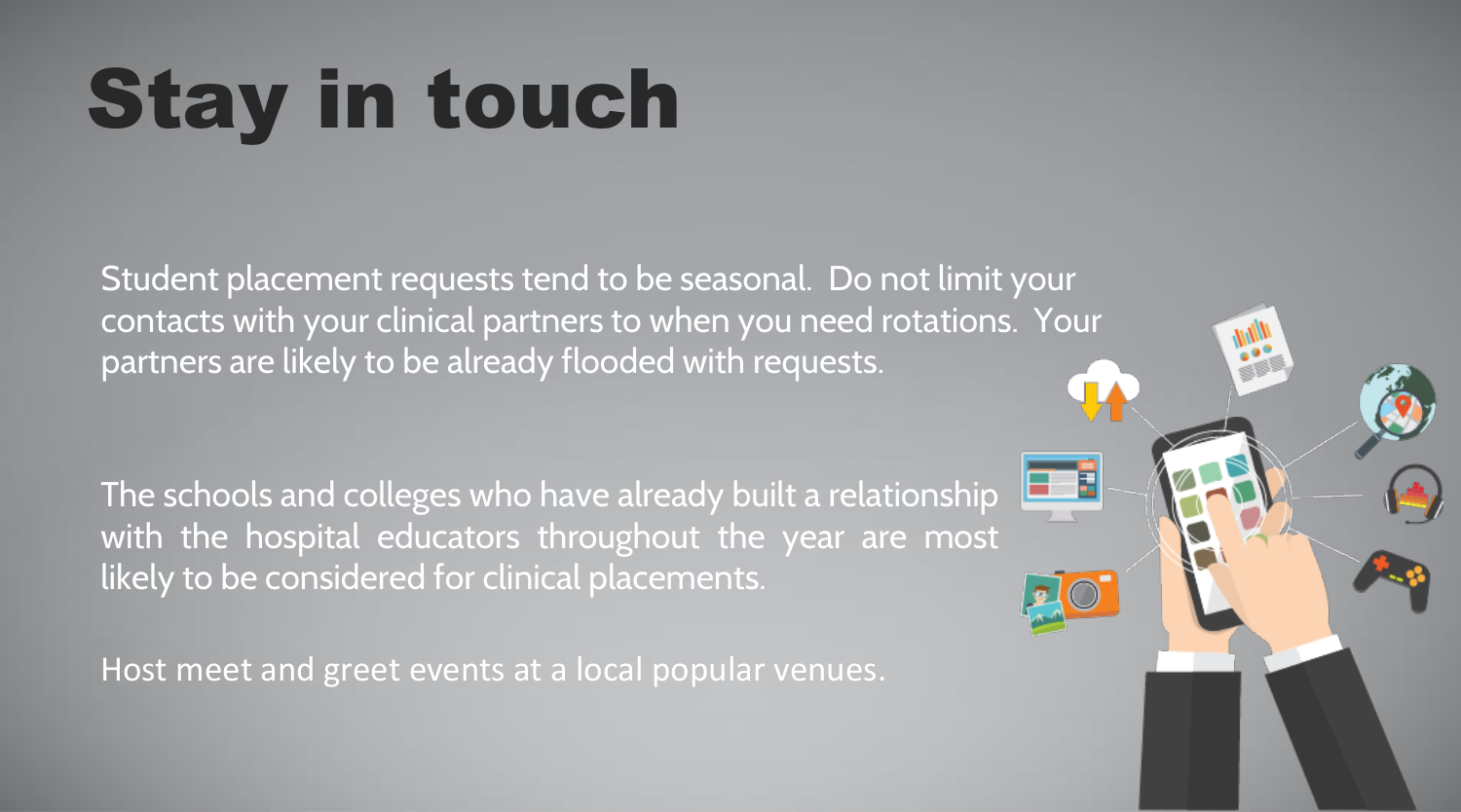# Stay in touch

Student placement requests tend to be seasonal. Do not limit your contacts with your clinical partners to when you need rotations. Your partners are likely to be already flooded with requests.

The schools and colleges who have already built a relationship with the hospital educators throughout the year are most likely to be considered for clinical placements.

Host meet and greet events at a local popular venues.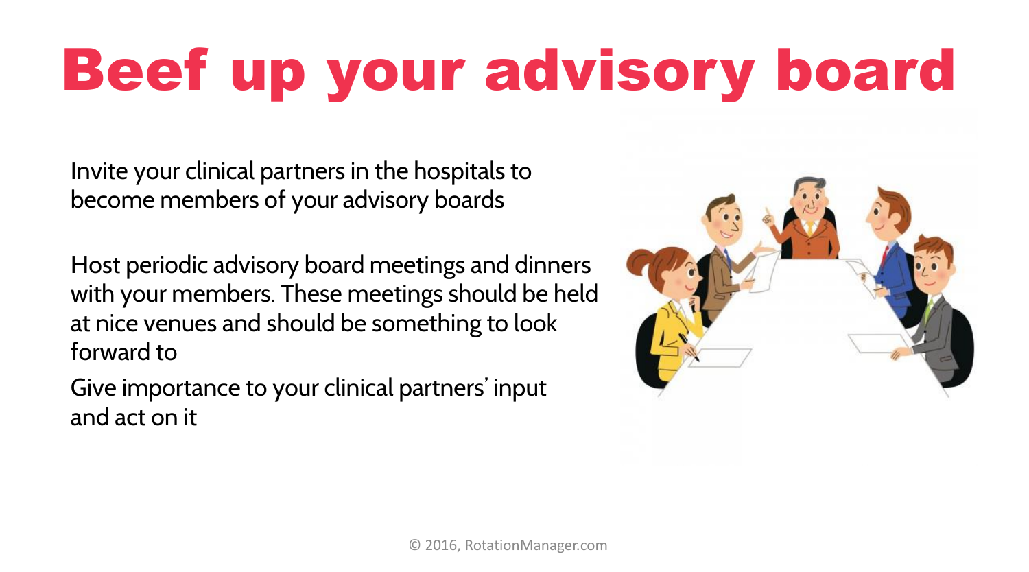# Beef up your advisory board

Invite your clinical partners in the hospitals to become members of your advisory boards

Host periodic advisory board meetings and dinners with your members. These meetings should be held at nice venues and should be something to look forward to

Give importance to your clinical partners' input and act on it

© 2016, RotationManager.com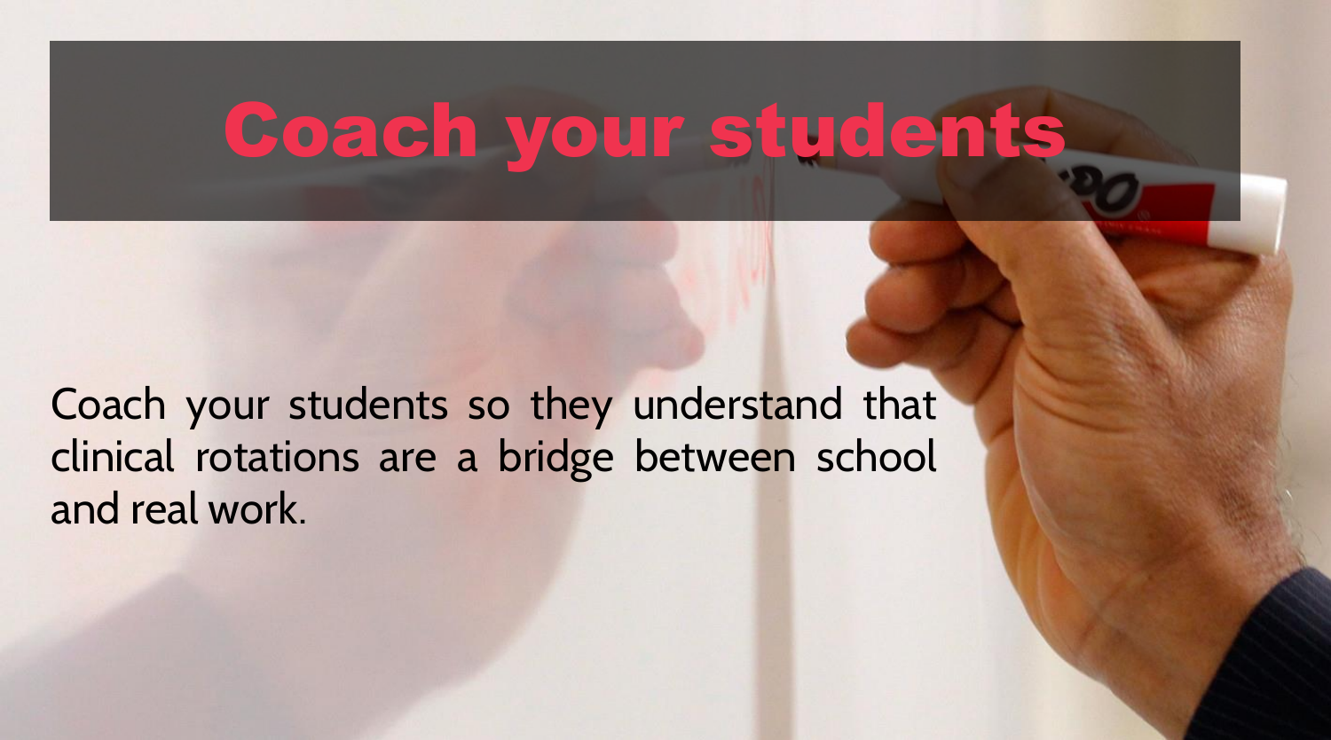# Coach your students

Coach your students so they understand that clinical rotations are a bridge between school and real work.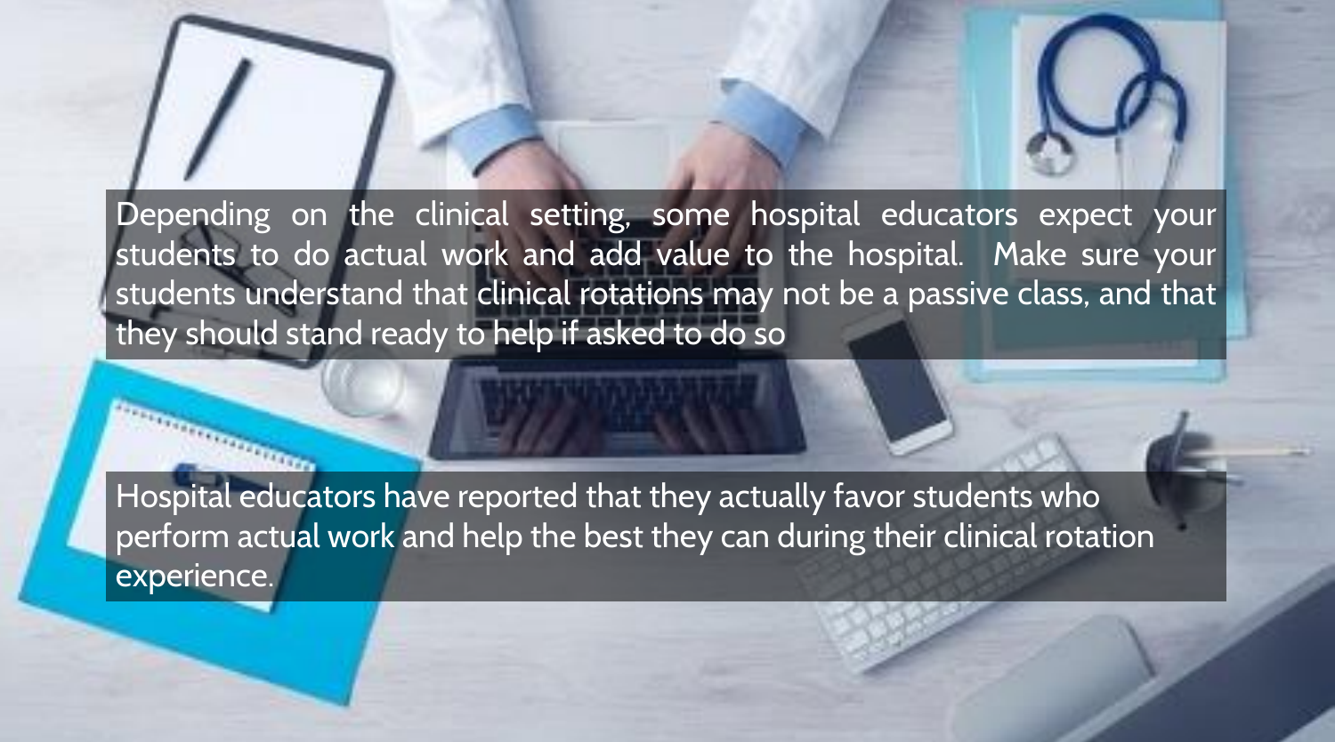Depending on the clinical setting, some hospital educators expect your students to do actual work and add value to the hospital. Make sure your students understand that clinical rotations may not be a passive class, and that they should stand ready to help if asked to do so

Hospital educators have reported that they actually favor students who perform actual work and help the best they can during their clinical rotation experience.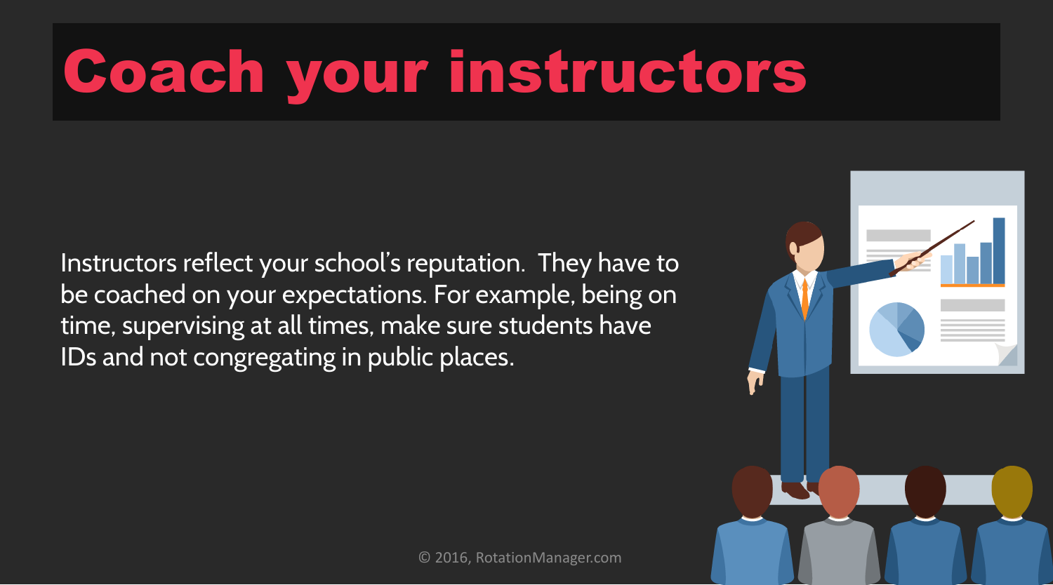# Coach your instructors

Instructors reflect your school's reputation. They have to be coached on your expectations. For example, being on time, supervising at all times, make sure students have IDs and not congregating in public places.

© 2016, RotationManager.com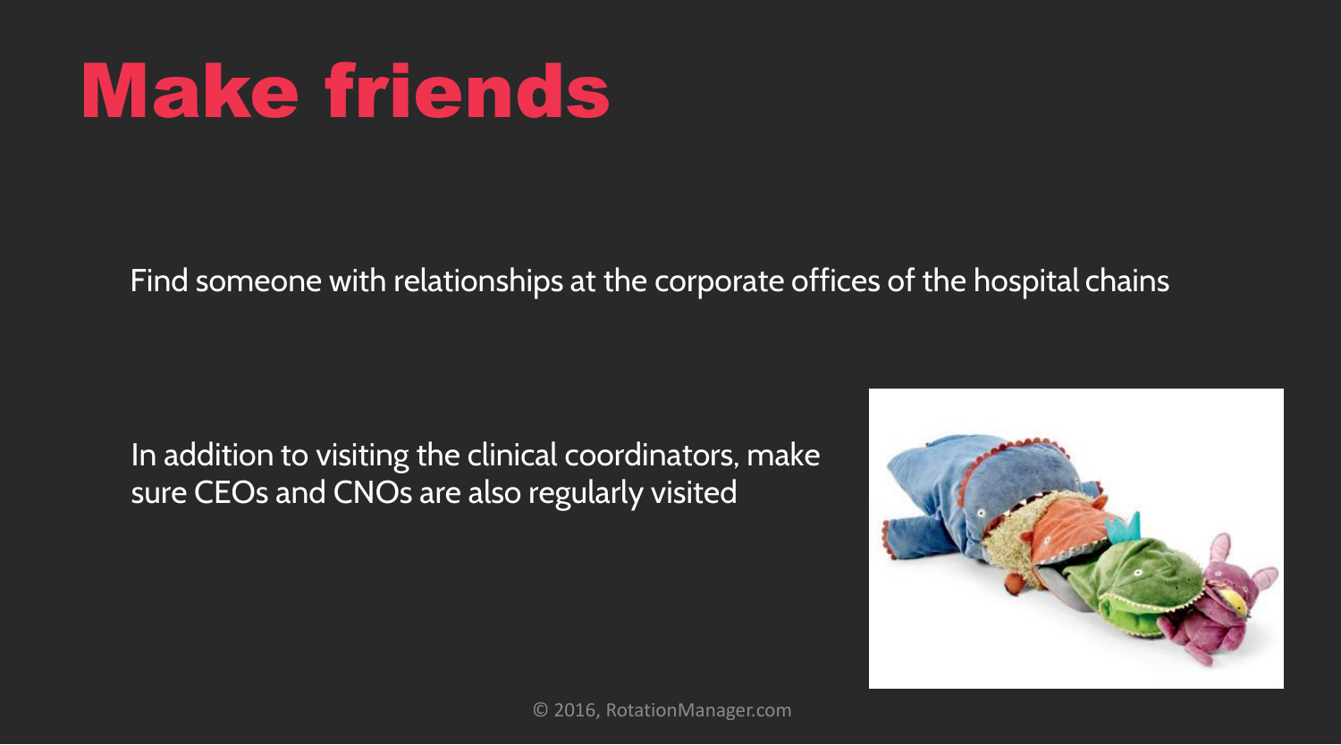# Make friends

Find someone with relationships at the corporate offices of the hospital chains

In addition to visiting the clinical coordinators, make sure CEOs and CNOs are also regularly visited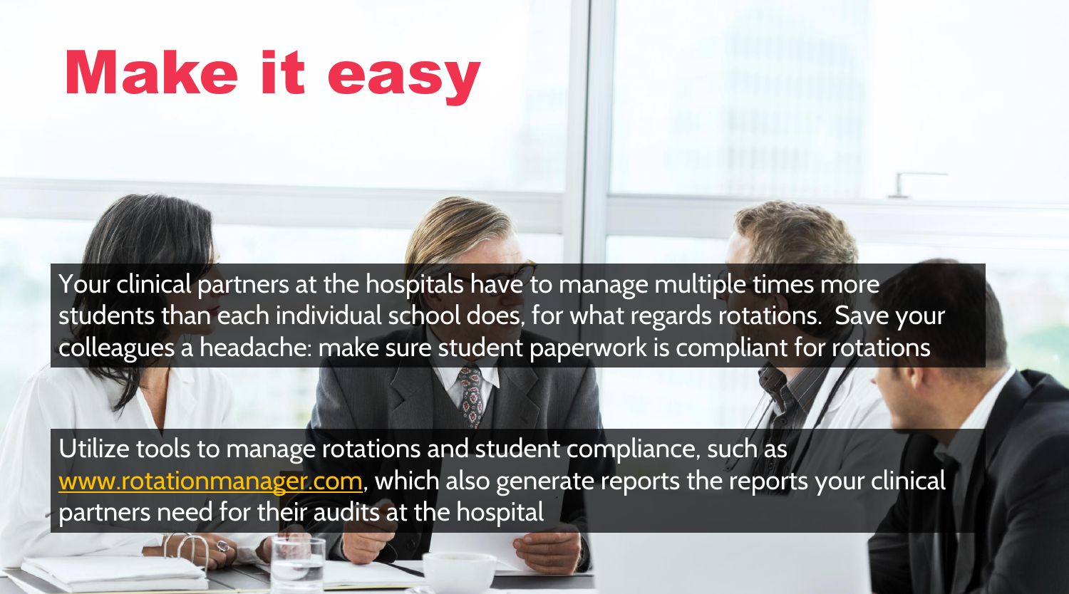# Make it easy

Your clinical partners at the hospitals have to manage multiple times more students than each individual school does, for what regards rotations. Save your colleagues a headache: make sure student paperwork is compliant for rotations

Utilize tools to manage rotations and student compliance, such as [www.rotationmanager.com](http://www.rotationmanager.com), which also generate reports the reports your clinical partners need for their audits at the hospital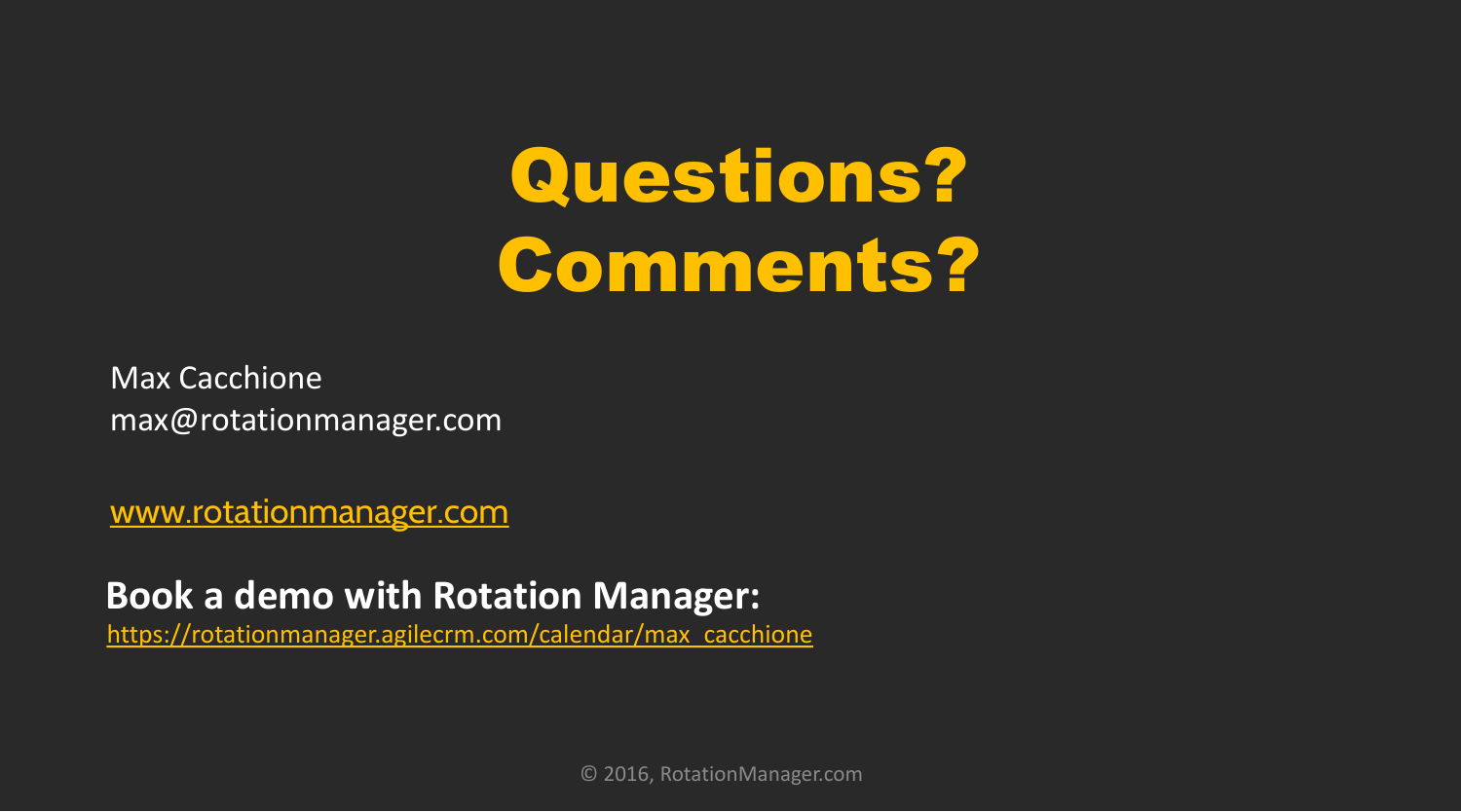# Questions?
# Comments?

Max Cacchione
max@rotationmanager.com

www.rotationmanager.com

**Book a demo with Rotation Manager:**
https://rotationmanager.agilecrm.com/calendar/max_cacchione

© 2016, RotationManager.com